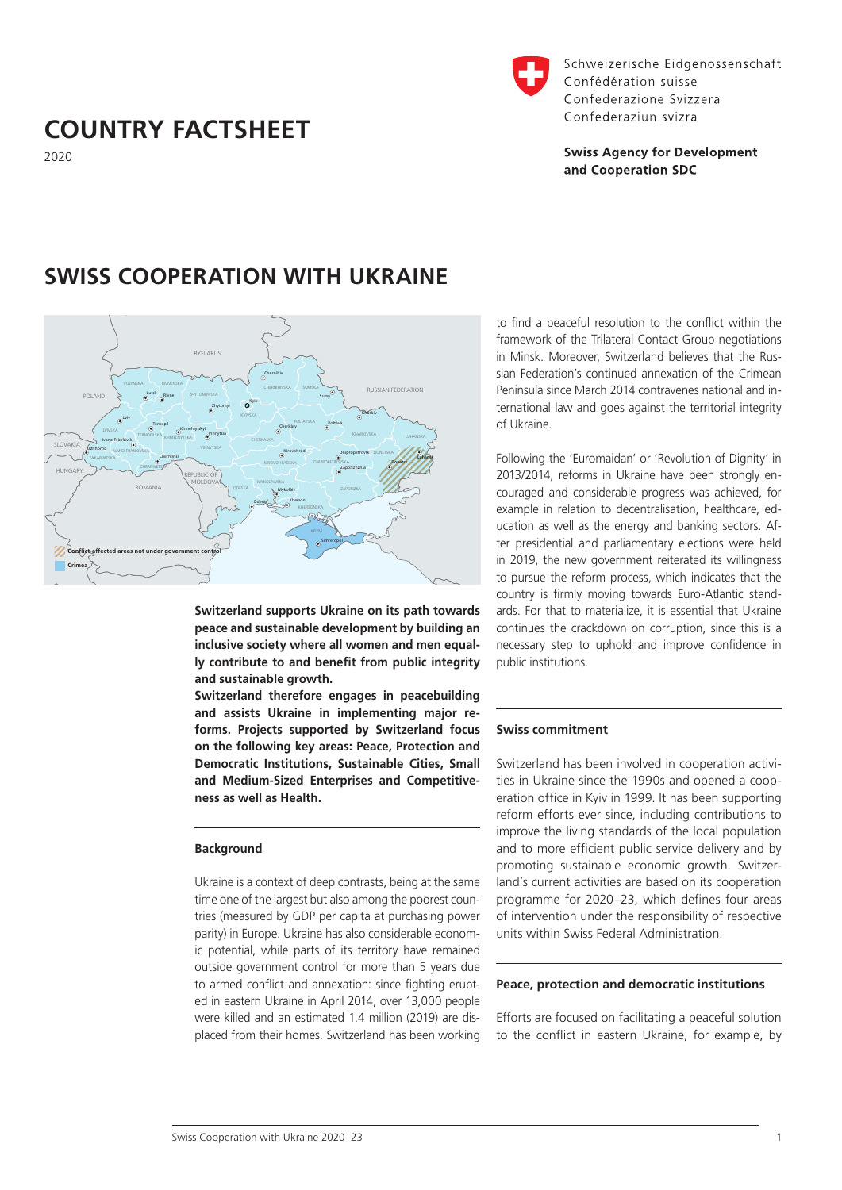Schweizerische Eidgenossenschaft
Confédération suisse
Confederazione Svizzera
Confederaziun svizra

**Swiss Agency for Development and Cooperation SDC**

# COUNTRY FACTSHEET

2020

# SWISS COOPERATION WITH UKRAINE

**Switzerland supports Ukraine on its path towards peace and sustainable development by building an inclusive society where all women and men equally contribute to and benefit from public integrity and sustainable growth.**

**Switzerland therefore engages in peacebuilding and assists Ukraine in implementing major reforms. Projects supported by Switzerland focus on the following key areas: Peace, Protection and Democratic Institutions, Sustainable Cities, Small and Medium-Sized Enterprises and Competitiveness as well as Health.**

### Background

Ukraine is a context of deep contrasts, being at the same time one of the largest but also among the poorest countries (measured by GDP per capita at purchasing power parity) in Europe. Ukraine has also considerable economic potential, while parts of its territory have remained outside government control for more than 5 years due to armed conflict and annexation: since fighting erupted in eastern Ukraine in April 2014, over 13,000 people were killed and an estimated 1.4 million (2019) are displaced from their homes. Switzerland has been working to find a peaceful resolution to the conflict within the framework of the Trilateral Contact Group negotiations in Minsk. Moreover, Switzerland believes that the Russian Federation's continued annexation of the Crimean Peninsula since March 2014 contravenes national and international law and goes against the territorial integrity of Ukraine.

Following the 'Euromaidan' or 'Revolution of Dignity' in 2013/2014, reforms in Ukraine have been strongly encouraged and considerable progress was achieved, for example in relation to decentralisation, healthcare, education as well as the energy and banking sectors. After presidential and parliamentary elections were held in 2019, the new government reiterated its willingness to pursue the reform process, which indicates that the country is firmly moving towards Euro-Atlantic standards. For that to materialize, it is essential that Ukraine continues the crackdown on corruption, since this is a necessary step to uphold and improve confidence in public institutions.

### Swiss commitment

Switzerland has been involved in cooperation activities in Ukraine since the 1990s and opened a cooperation office in Kyiv in 1999. It has been supporting reform efforts ever since, including contributions to improve the living standards of the local population and to more efficient public service delivery and by promoting sustainable economic growth. Switzerland's current activities are based on its cooperation programme for 2020–23, which defines four areas of intervention under the responsibility of respective units within Swiss Federal Administration.

### Peace, protection and democratic institutions

Efforts are focused on facilitating a peaceful solution to the conflict in eastern Ukraine, for example, by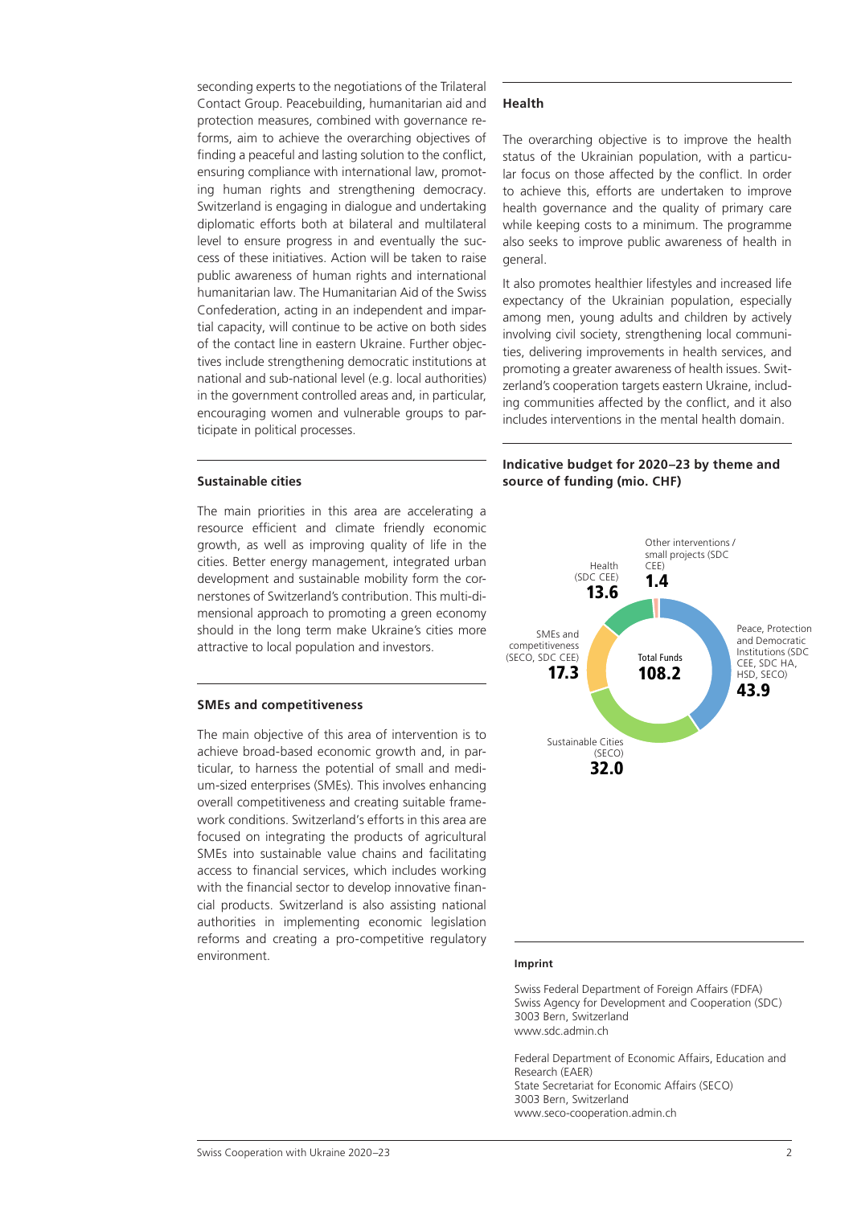seconding experts to the negotiations of the Trilateral Contact Group. Peacebuilding, humanitarian aid and protection measures, combined with governance reforms, aim to achieve the overarching objectives of finding a peaceful and lasting solution to the conflict, ensuring compliance with international law, promoting human rights and strengthening democracy. Switzerland is engaging in dialogue and undertaking diplomatic efforts both at bilateral and multilateral level to ensure progress in and eventually the success of these initiatives. Action will be taken to raise public awareness of human rights and international humanitarian law. The Humanitarian Aid of the Swiss Confederation, acting in an independent and impartial capacity, will continue to be active on both sides of the contact line in eastern Ukraine. Further objectives include strengthening democratic institutions at national and sub-national level (e.g. local authorities) in the government controlled areas and, in particular, encouraging women and vulnerable groups to participate in political processes.

## Sustainable cities

The main priorities in this area are accelerating a resource efficient and climate friendly economic growth, as well as improving quality of life in the cities. Better energy management, integrated urban development and sustainable mobility form the cornerstones of Switzerland's contribution. This multi-dimensional approach to promoting a green economy should in the long term make Ukraine's cities more attractive to local population and investors.

## SMEs and competitiveness

The main objective of this area of intervention is to achieve broad-based economic growth and, in particular, to harness the potential of small and medium-sized enterprises (SMEs). This involves enhancing overall competitiveness and creating suitable framework conditions. Switzerland's efforts in this area are focused on integrating the products of agricultural SMEs into sustainable value chains and facilitating access to financial services, which includes working with the financial sector to develop innovative financial products. Switzerland is also assisting national authorities in implementing economic legislation reforms and creating a pro-competitive regulatory environment.

## Health

The overarching objective is to improve the health status of the Ukrainian population, with a particular focus on those affected by the conflict. In order to achieve this, efforts are undertaken to improve health governance and the quality of primary care while keeping costs to a minimum. The programme also seeks to improve public awareness of health in general.

It also promotes healthier lifestyles and increased life expectancy of the Ukrainian population, especially among men, young adults and children by actively involving civil society, strengthening local communities, delivering improvements in health services, and promoting a greater awareness of health issues. Switzerland's cooperation targets eastern Ukraine, including communities affected by the conflict, and it also includes interventions in the mental health domain.

## Indicative budget for 2020–23 by theme and source of funding (mio. CHF)

Total Funds 108.2

Peace, Protection and Democratic Institutions (SDC CEE, SDC HA, HSD, SECO) 43.9

Sustainable Cities (SECO) 32.0

SMEs and competitiveness (SECO, SDC CEE) 17.3

Health (SDC CEE) 13.6

Other interventions / small projects (SDC CEE) 1.4

### Imprint

Swiss Federal Department of Foreign Affairs (FDFA)
Swiss Agency for Development and Cooperation (SDC)
3003 Bern, Switzerland
www.sdc.admin.ch

Federal Department of Economic Affairs, Education and Research (EAER)
State Secretariat for Economic Affairs (SECO)
3003 Bern, Switzerland
www.seco-cooperation.admin.ch